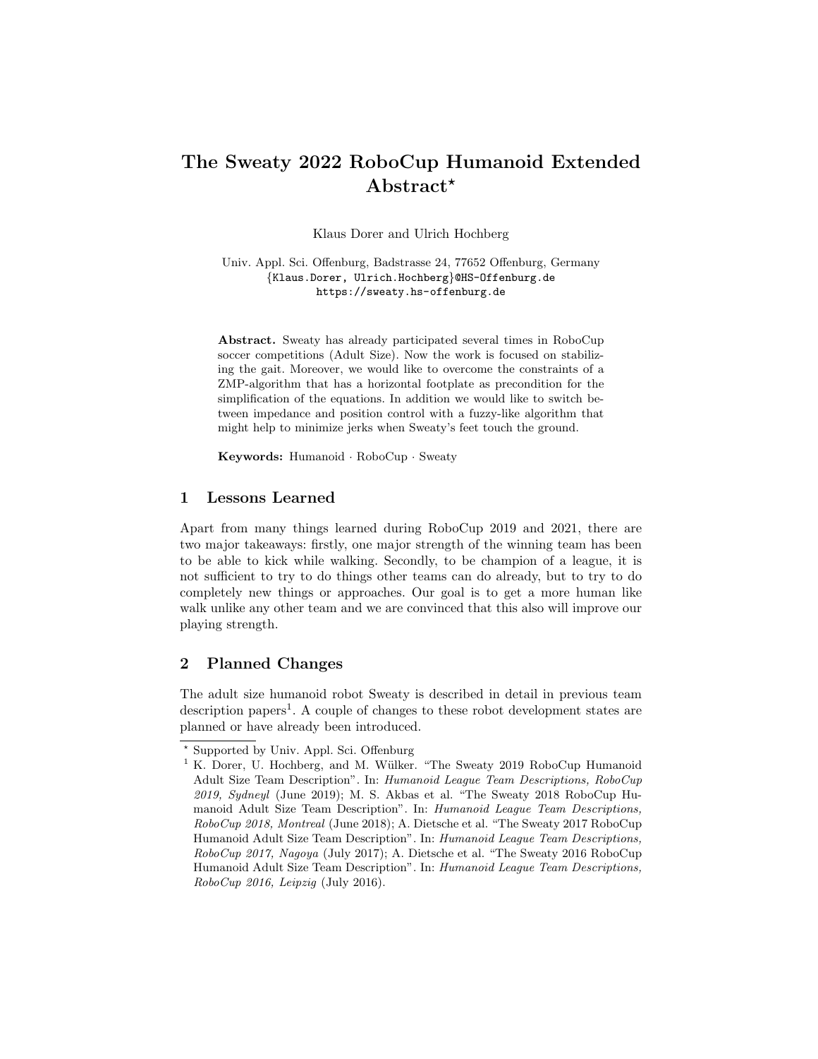# The Sweaty 2022 RoboCup Humanoid Extended Abstract*

Klaus Dorer and Ulrich Hochberg

Univ. Appl. Sci. Offenburg, Badstrasse 24, 77652 Offenburg, Germany
{Klaus.Dorer, Ulrich.Hochberg}@HS-Offenburg.de
https://sweaty.hs-offenburg.de

**Abstract.** Sweaty has already participated several times in RoboCup soccer competitions (Adult Size). Now the work is focused on stabilizing the gait. Moreover, we would like to overcome the constraints of a ZMP-algorithm that has a horizontal footplate as precondition for the simplification of the equations. In addition we would like to switch between impedance and position control with a fuzzy-like algorithm that might help to minimize jerks when Sweaty's feet touch the ground.

**Keywords:** Humanoid · RoboCup · Sweaty

## 1 Lessons Learned

Apart from many things learned during RoboCup 2019 and 2021, there are two major takeaways: firstly, one major strength of the winning team has been to be able to kick while walking. Secondly, to be champion of a league, it is not sufficient to try to do things other teams can do already, but to try to do completely new things or approaches. Our goal is to get a more human like walk unlike any other team and we are convinced that this also will improve our playing strength.

## 2 Planned Changes

The adult size humanoid robot Sweaty is described in detail in previous team description papers[1]. A couple of changes to these robot development states are planned or have already been introduced.

---

* Supported by Univ. Appl. Sci. Offenburg

[1] K. Dorer, U. Hochberg, and M. Wülker. "The Sweaty 2019 RoboCup Humanoid Adult Size Team Description". In: *Humanoid League Team Descriptions, RoboCup 2019, Sydneyl* (June 2019); M. S. Akbas et al. "The Sweaty 2018 RoboCup Humanoid Adult Size Team Description". In: *Humanoid League Team Descriptions, RoboCup 2018, Montreal* (June 2018); A. Dietsche et al. "The Sweaty 2017 RoboCup Humanoid Adult Size Team Description". In: *Humanoid League Team Descriptions, RoboCup 2017, Nagoya* (July 2017); A. Dietsche et al. "The Sweaty 2016 RoboCup Humanoid Adult Size Team Description". In: *Humanoid League Team Descriptions, RoboCup 2016, Leipzig* (July 2016).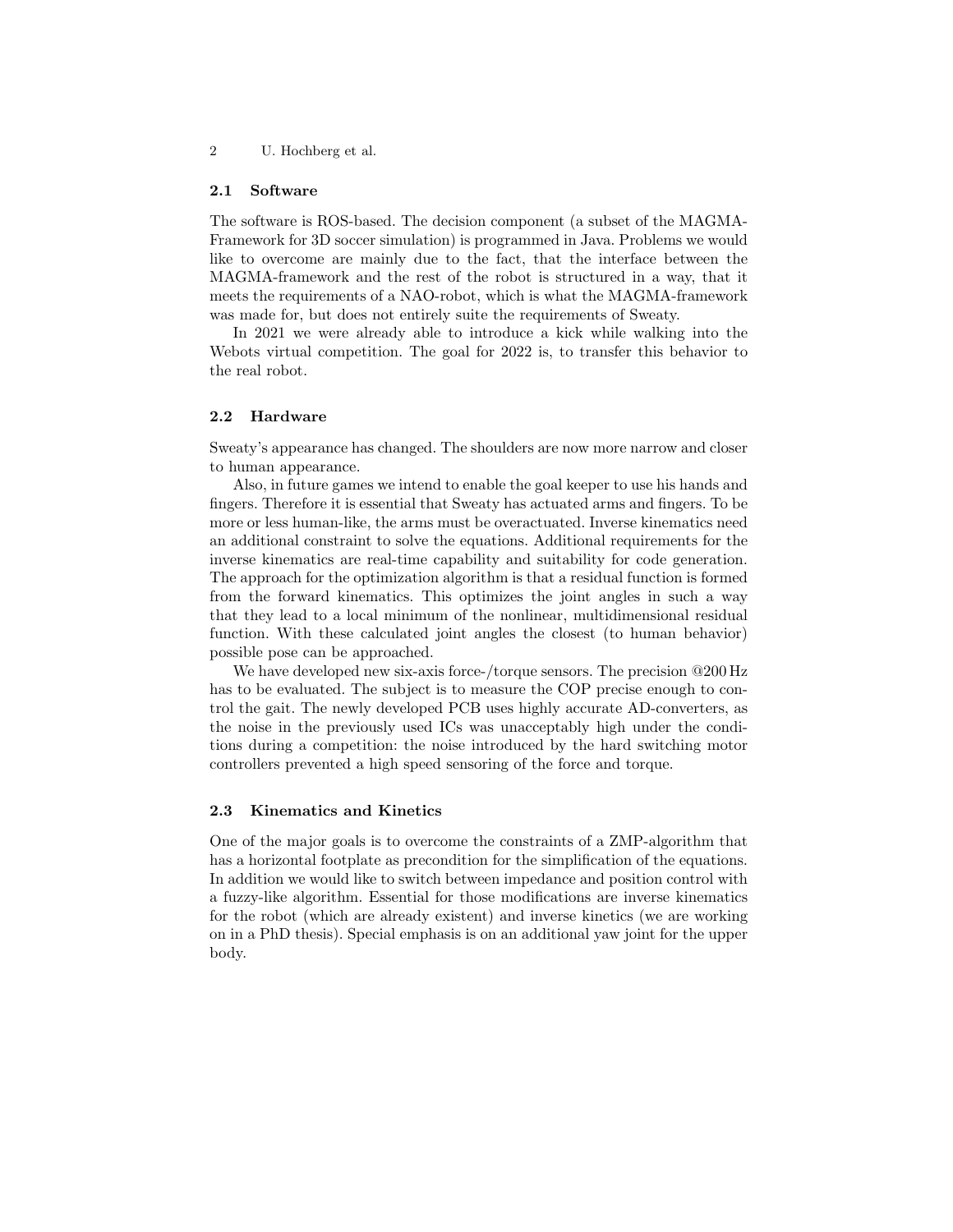### 2.1 Software

The software is ROS-based. The decision component (a subset of the MAGMA-Framework for 3D soccer simulation) is programmed in Java. Problems we would like to overcome are mainly due to the fact, that the interface between the MAGMA-framework and the rest of the robot is structured in a way, that it meets the requirements of a NAO-robot, which is what the MAGMA-framework was made for, but does not entirely suite the requirements of Sweaty.

In 2021 we were already able to introduce a kick while walking into the Webots virtual competition. The goal for 2022 is, to transfer this behavior to the real robot.

### 2.2 Hardware

Sweaty's appearance has changed. The shoulders are now more narrow and closer to human appearance.

Also, in future games we intend to enable the goal keeper to use his hands and fingers. Therefore it is essential that Sweaty has actuated arms and fingers. To be more or less human-like, the arms must be overactuated. Inverse kinematics need an additional constraint to solve the equations. Additional requirements for the inverse kinematics are real-time capability and suitability for code generation. The approach for the optimization algorithm is that a residual function is formed from the forward kinematics. This optimizes the joint angles in such a way that they lead to a local minimum of the nonlinear, multidimensional residual function. With these calculated joint angles the closest (to human behavior) possible pose can be approached.

We have developed new six-axis force-/torque sensors. The precision @200 Hz has to be evaluated. The subject is to measure the COP precise enough to control the gait. The newly developed PCB uses highly accurate AD-converters, as the noise in the previously used ICs was unacceptably high under the conditions during a competition: the noise introduced by the hard switching motor controllers prevented a high speed sensoring of the force and torque.

### 2.3 Kinematics and Kinetics

One of the major goals is to overcome the constraints of a ZMP-algorithm that has a horizontal footplate as precondition for the simplification of the equations. In addition we would like to switch between impedance and position control with a fuzzy-like algorithm. Essential for those modifications are inverse kinematics for the robot (which are already existent) and inverse kinetics (we are working on in a PhD thesis). Special emphasis is on an additional yaw joint for the upper body.